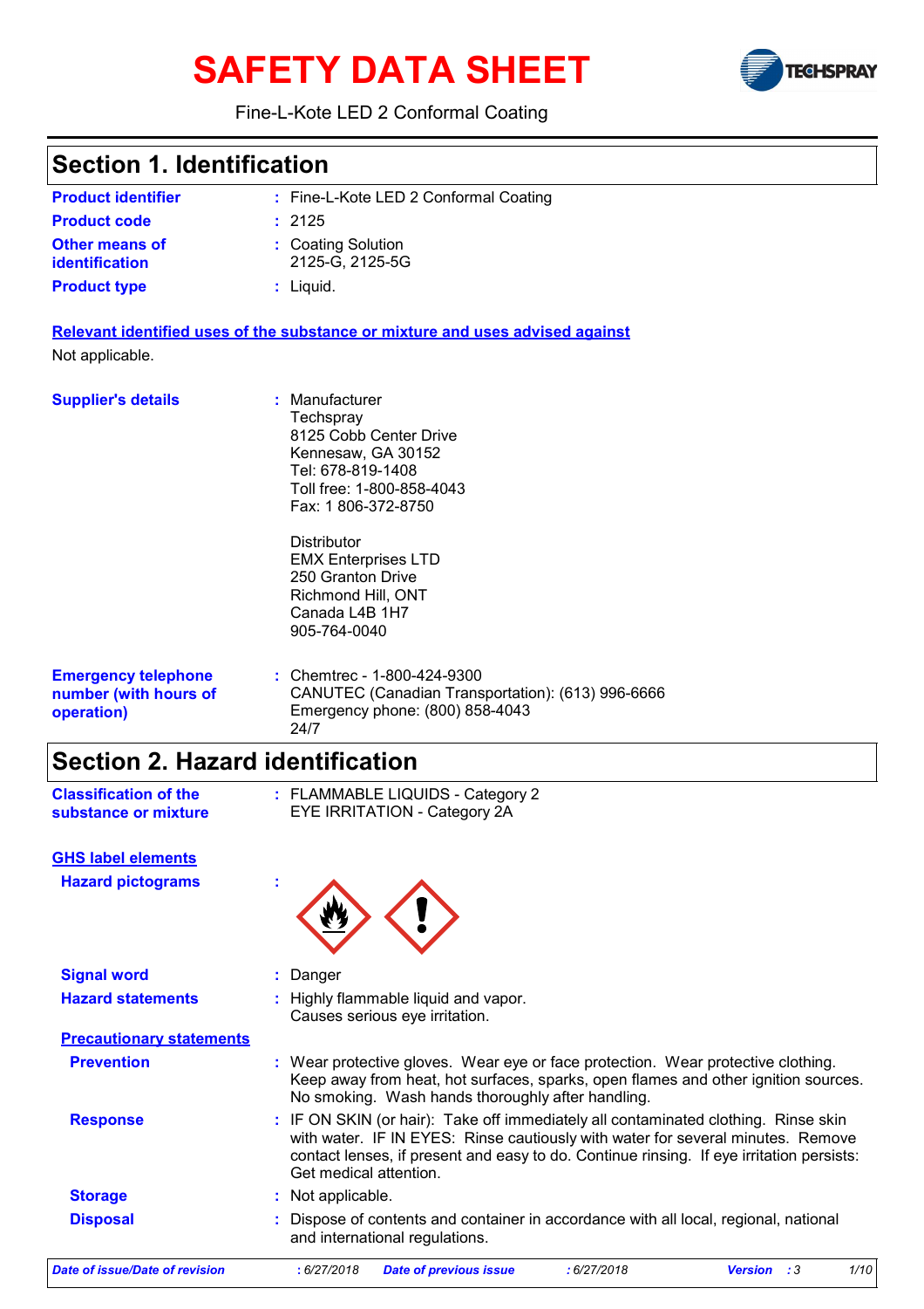# SAFETY DATA SHEET

Fine-L-Kote LED 2 Conformal Coating

## Section 1. Identification

| | | |
|---|---|---|
| **Product identifier** | : | Fine-L-Kote LED 2 Conformal Coating |
| **Product code** | : | 2125 |
| **Other means of identification** | : | Coating Solution<br>2125-G, 2125-5G |
| **Product type** | : | Liquid. |

**Relevant identified uses of the substance or mixture and uses advised against**

Not applicable.

**Supplier's details** : Manufacturer
Techspray
8125 Cobb Center Drive
Kennesaw, GA 30152
Tel: 678-819-1408
Toll free: 1-800-858-4043
Fax: 1 806-372-8750

Distributor
EMX Enterprises LTD
250 Granton Drive
Richmond Hill, ONT
Canada L4B 1H7
905-764-0040

**Emergency telephone number (with hours of operation)** : Chemtrec - 1-800-424-9300
CANUTEC (Canadian Transportation): (613) 996-6666
Emergency phone: (800) 858-4043
24/7

## Section 2. Hazard identification

**Classification of the substance or mixture** : FLAMMABLE LIQUIDS - Category 2
EYE IRRITATION - Category 2A

**GHS label elements**

**Hazard pictograms** :

**Signal word** : Danger

**Hazard statements** : Highly flammable liquid and vapor.
Causes serious eye irritation.

**Precautionary statements**

**Prevention** : Wear protective gloves. Wear eye or face protection. Wear protective clothing. Keep away from heat, hot surfaces, sparks, open flames and other ignition sources. No smoking. Wash hands thoroughly after handling.

**Response** : IF ON SKIN (or hair): Take off immediately all contaminated clothing. Rinse skin with water. IF IN EYES: Rinse cautiously with water for several minutes. Remove contact lenses, if present and easy to do. Continue rinsing. If eye irritation persists: Get medical attention.

**Storage** : Not applicable.

**Disposal** : Dispose of contents and container in accordance with all local, regional, national and international regulations.

*Date of issue/Date of revision : 6/27/2018 Date of previous issue : 6/27/2018 Version : 3*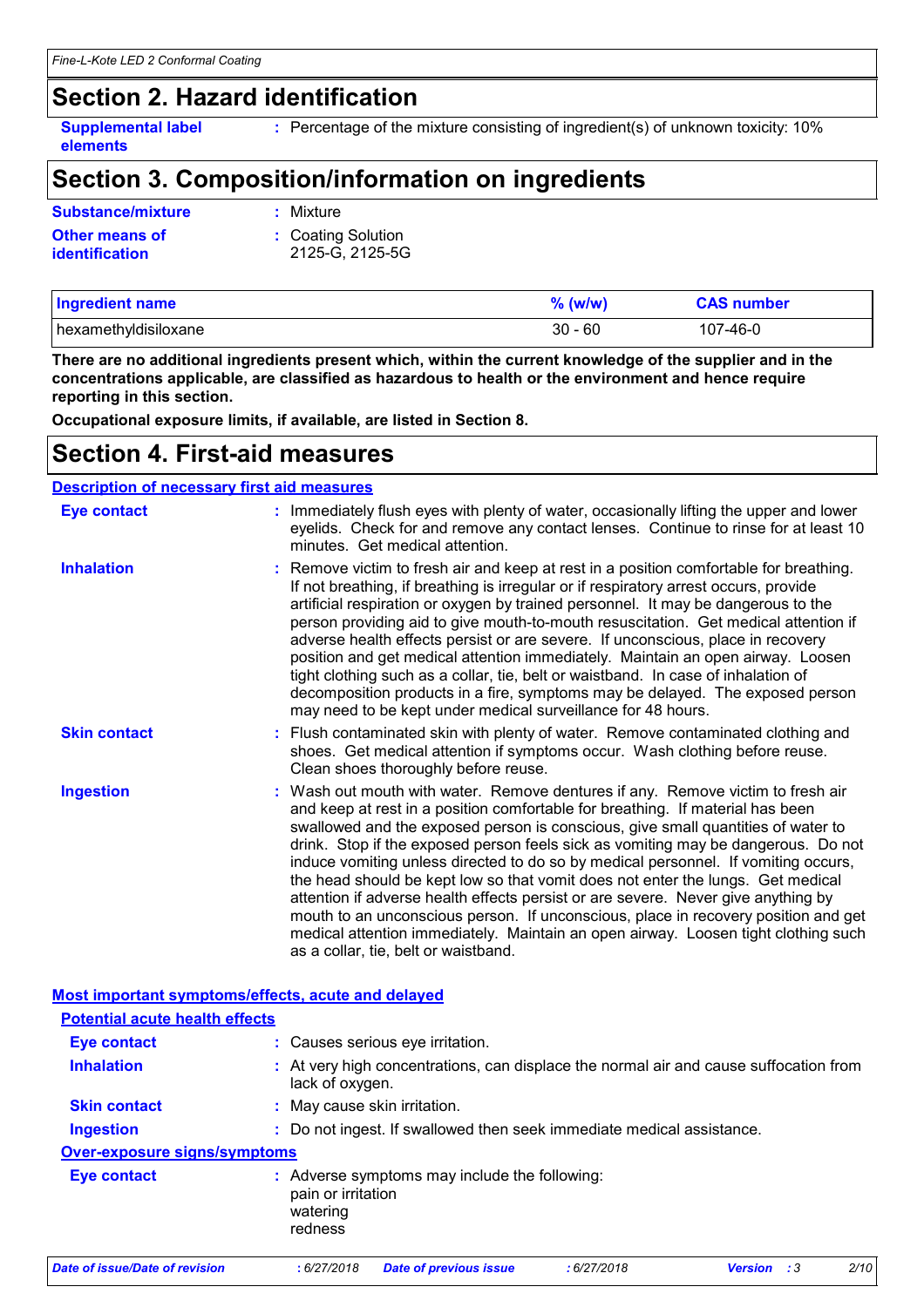## Section 2. Hazard identification

**Supplemental label elements** : Percentage of the mixture consisting of ingredient(s) of unknown toxicity: 10%

## Section 3. Composition/information on ingredients

**Substance/mixture** : Mixture

**Other means of identification** : Coating Solution
2125-G, 2125-5G

| Ingredient name | % (w/w) | CAS number |
|---|---|---|
| hexamethyldisiloxane | 30 - 60 | 107-46-0 |

**There are no additional ingredients present which, within the current knowledge of the supplier and in the concentrations applicable, are classified as hazardous to health or the environment and hence require reporting in this section.**

**Occupational exposure limits, if available, are listed in Section 8.**

## Section 4. First-aid measures

### Description of necessary first aid measures

**Eye contact** : Immediately flush eyes with plenty of water, occasionally lifting the upper and lower eyelids. Check for and remove any contact lenses. Continue to rinse for at least 10 minutes. Get medical attention.

**Inhalation** : Remove victim to fresh air and keep at rest in a position comfortable for breathing. If not breathing, if breathing is irregular or if respiratory arrest occurs, provide artificial respiration or oxygen by trained personnel. It may be dangerous to the person providing aid to give mouth-to-mouth resuscitation. Get medical attention if adverse health effects persist or are severe. If unconscious, place in recovery position and get medical attention immediately. Maintain an open airway. Loosen tight clothing such as a collar, tie, belt or waistband. In case of inhalation of decomposition products in a fire, symptoms may be delayed. The exposed person may need to be kept under medical surveillance for 48 hours.

**Skin contact** : Flush contaminated skin with plenty of water. Remove contaminated clothing and shoes. Get medical attention if symptoms occur. Wash clothing before reuse. Clean shoes thoroughly before reuse.

**Ingestion** : Wash out mouth with water. Remove dentures if any. Remove victim to fresh air and keep at rest in a position comfortable for breathing. If material has been swallowed and the exposed person is conscious, give small quantities of water to drink. Stop if the exposed person feels sick as vomiting may be dangerous. Do not induce vomiting unless directed to do so by medical personnel. If vomiting occurs, the head should be kept low so that vomit does not enter the lungs. Get medical attention if adverse health effects persist or are severe. Never give anything by mouth to an unconscious person. If unconscious, place in recovery position and get medical attention immediately. Maintain an open airway. Loosen tight clothing such as a collar, tie, belt or waistband.

### Most important symptoms/effects, acute and delayed

#### Potential acute health effects

**Eye contact** : Causes serious eye irritation.

**Inhalation** : At very high concentrations, can displace the normal air and cause suffocation from lack of oxygen.

**Skin contact** : May cause skin irritation.

**Ingestion** : Do not ingest. If swallowed then seek immediate medical assistance.

#### Over-exposure signs/symptoms

**Eye contact** : Adverse symptoms may include the following:
pain or irritation
watering
redness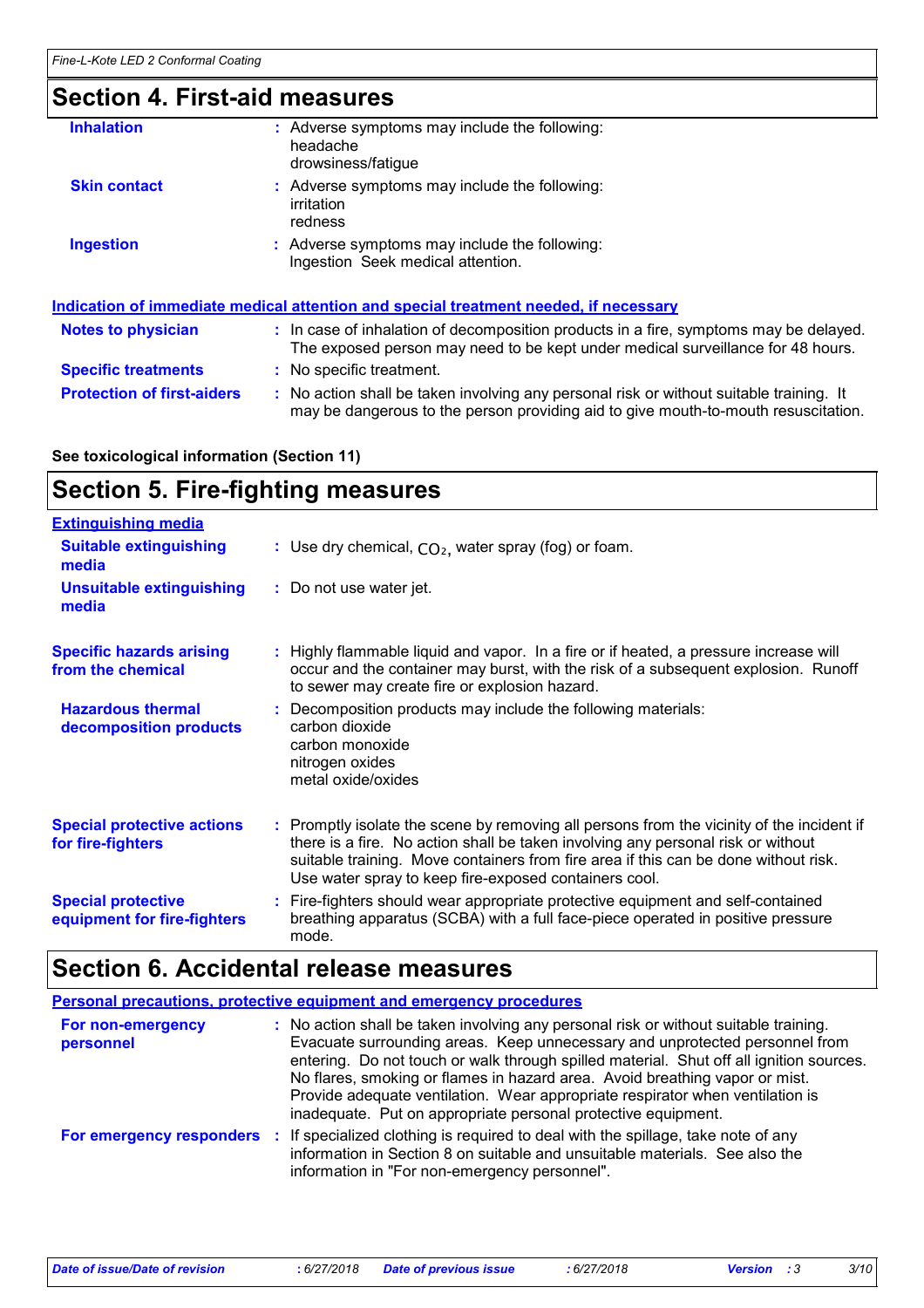## Section 4. First-aid measures

| | |
|---|---|
| **Inhalation** | : Adverse symptoms may include the following:<br>headache<br>drowsiness/fatigue |
| **Skin contact** | : Adverse symptoms may include the following:<br>irritation<br>redness |
| **Ingestion** | : Adverse symptoms may include the following:<br>Ingestion Seek medical attention. |

**Indication of immediate medical attention and special treatment needed, if necessary**

| | |
|---|---|
| **Notes to physician** | : In case of inhalation of decomposition products in a fire, symptoms may be delayed. The exposed person may need to be kept under medical surveillance for 48 hours. |
| **Specific treatments** | : No specific treatment. |
| **Protection of first-aiders** | : No action shall be taken involving any personal risk or without suitable training. It may be dangerous to the person providing aid to give mouth-to-mouth resuscitation. |

**See toxicological information (Section 11)**

## Section 5. Fire-fighting measures

**Extinguishing media**

| | |
|---|---|
| **Suitable extinguishing media** | : Use dry chemical, $CO_2$, water spray (fog) or foam. |
| **Unsuitable extinguishing media** | : Do not use water jet. |
| **Specific hazards arising from the chemical** | : Highly flammable liquid and vapor. In a fire or if heated, a pressure increase will occur and the container may burst, with the risk of a subsequent explosion. Runoff to sewer may create fire or explosion hazard. |
| **Hazardous thermal decomposition products** | : Decomposition products may include the following materials:<br>carbon dioxide<br>carbon monoxide<br>nitrogen oxides<br>metal oxide/oxides |
| **Special protective actions for fire-fighters** | : Promptly isolate the scene by removing all persons from the vicinity of the incident if there is a fire. No action shall be taken involving any personal risk or without suitable training. Move containers from fire area if this can be done without risk. Use water spray to keep fire-exposed containers cool. |
| **Special protective equipment for fire-fighters** | : Fire-fighters should wear appropriate protective equipment and self-contained breathing apparatus (SCBA) with a full face-piece operated in positive pressure mode. |

## Section 6. Accidental release measures

**Personal precautions, protective equipment and emergency procedures**

| | |
|---|---|
| **For non-emergency personnel** | : No action shall be taken involving any personal risk or without suitable training. Evacuate surrounding areas. Keep unnecessary and unprotected personnel from entering. Do not touch or walk through spilled material. Shut off all ignition sources. No flares, smoking or flames in hazard area. Avoid breathing vapor or mist. Provide adequate ventilation. Wear appropriate respirator when ventilation is inadequate. Put on appropriate personal protective equipment. |
| **For emergency responders** | : If specialized clothing is required to deal with the spillage, take note of any information in Section 8 on suitable and unsuitable materials. See also the information in "For non-emergency personnel". |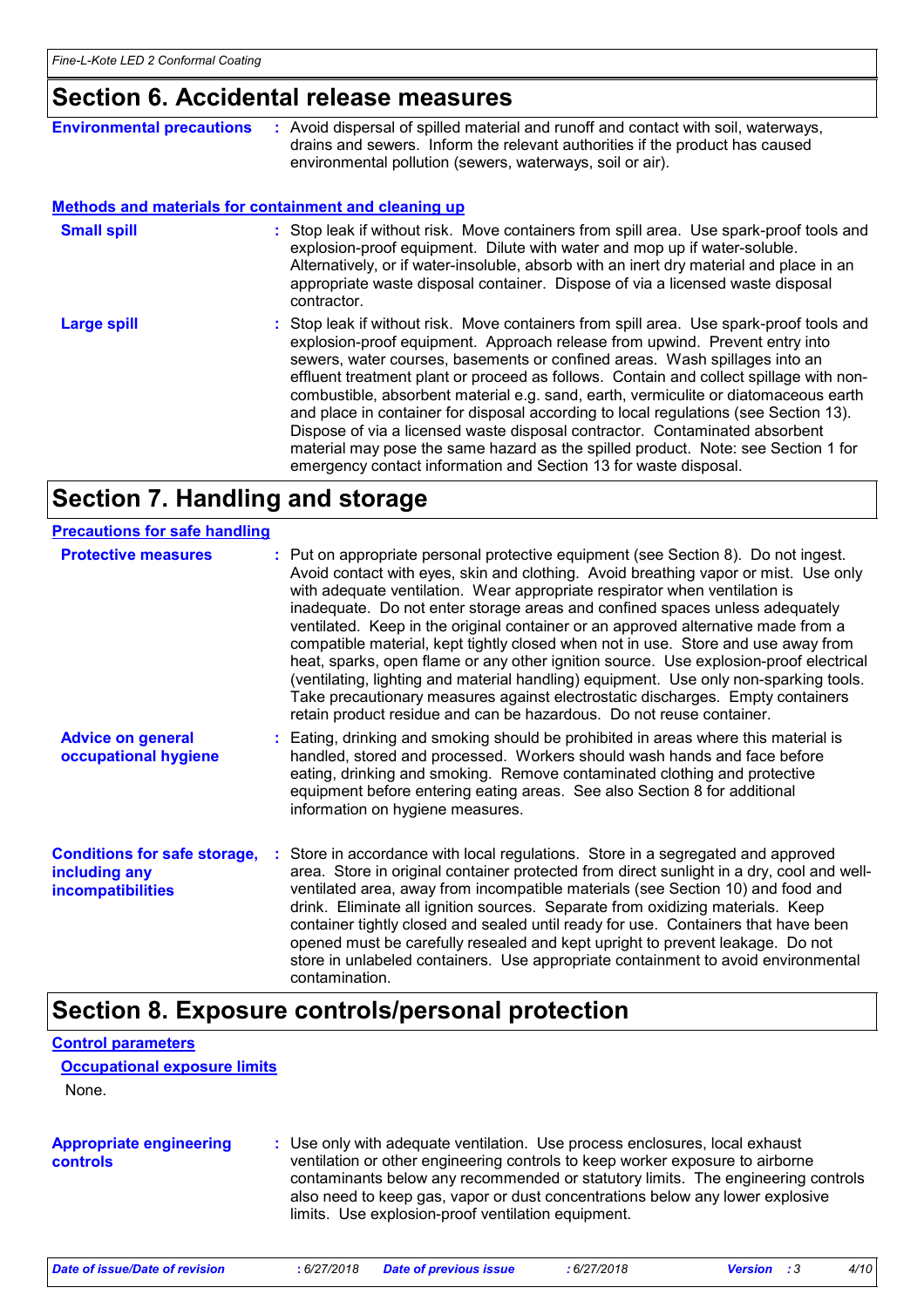## Section 6. Accidental release measures

**Environmental precautions** : Avoid dispersal of spilled material and runoff and contact with soil, waterways, drains and sewers. Inform the relevant authorities if the product has caused environmental pollution (sewers, waterways, soil or air).

### Methods and materials for containment and cleaning up

**Small spill** : Stop leak if without risk. Move containers from spill area. Use spark-proof tools and explosion-proof equipment. Dilute with water and mop up if water-soluble. Alternatively, or if water-insoluble, absorb with an inert dry material and place in an appropriate waste disposal container. Dispose of via a licensed waste disposal contractor.

**Large spill** : Stop leak if without risk. Move containers from spill area. Use spark-proof tools and explosion-proof equipment. Approach release from upwind. Prevent entry into sewers, water courses, basements or confined areas. Wash spillages into an effluent treatment plant or proceed as follows. Contain and collect spillage with non-combustible, absorbent material e.g. sand, earth, vermiculite or diatomaceous earth and place in container for disposal according to local regulations (see Section 13). Dispose of via a licensed waste disposal contractor. Contaminated absorbent material may pose the same hazard as the spilled product. Note: see Section 1 for emergency contact information and Section 13 for waste disposal.

## Section 7. Handling and storage

### Precautions for safe handling

**Protective measures** : Put on appropriate personal protective equipment (see Section 8). Do not ingest. Avoid contact with eyes, skin and clothing. Avoid breathing vapor or mist. Use only with adequate ventilation. Wear appropriate respirator when ventilation is inadequate. Do not enter storage areas and confined spaces unless adequately ventilated. Keep in the original container or an approved alternative made from a compatible material, kept tightly closed when not in use. Store and use away from heat, sparks, open flame or any other ignition source. Use explosion-proof electrical (ventilating, lighting and material handling) equipment. Use only non-sparking tools. Take precautionary measures against electrostatic discharges. Empty containers retain product residue and can be hazardous. Do not reuse container.

**Advice on general occupational hygiene** : Eating, drinking and smoking should be prohibited in areas where this material is handled, stored and processed. Workers should wash hands and face before eating, drinking and smoking. Remove contaminated clothing and protective equipment before entering eating areas. See also Section 8 for additional information on hygiene measures.

**Conditions for safe storage, including any incompatibilities** : Store in accordance with local regulations. Store in a segregated and approved area. Store in original container protected from direct sunlight in a dry, cool and well-ventilated area, away from incompatible materials (see Section 10) and food and drink. Eliminate all ignition sources. Separate from oxidizing materials. Keep container tightly closed and sealed until ready for use. Containers that have been opened must be carefully resealed and kept upright to prevent leakage. Do not store in unlabeled containers. Use appropriate containment to avoid environmental contamination.

## Section 8. Exposure controls/personal protection

### Control parameters

#### Occupational exposure limits

None.

**Appropriate engineering controls** : Use only with adequate ventilation. Use process enclosures, local exhaust ventilation or other engineering controls to keep worker exposure to airborne contaminants below any recommended or statutory limits. The engineering controls also need to keep gas, vapor or dust concentrations below any lower explosive limits. Use explosion-proof ventilation equipment.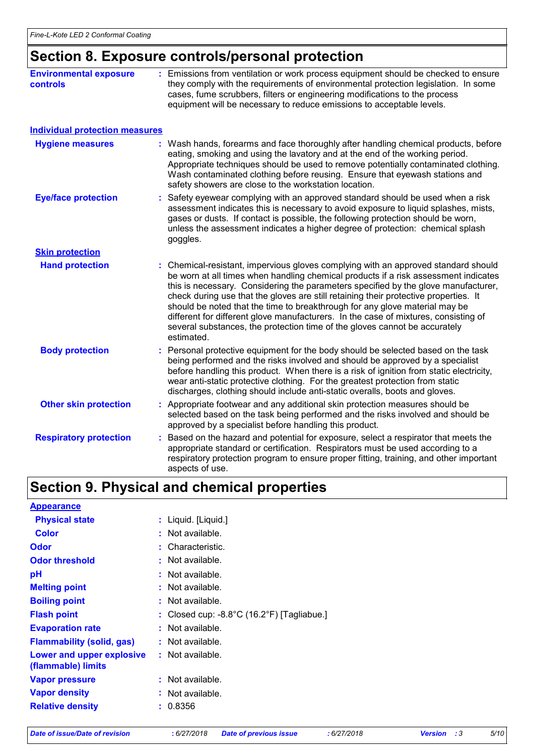## Section 8. Exposure controls/personal protection

**Environmental exposure controls** : Emissions from ventilation or work process equipment should be checked to ensure they comply with the requirements of environmental protection legislation. In some cases, fume scrubbers, filters or engineering modifications to the process equipment will be necessary to reduce emissions to acceptable levels.

### Individual protection measures

**Hygiene measures** : Wash hands, forearms and face thoroughly after handling chemical products, before eating, smoking and using the lavatory and at the end of the working period. Appropriate techniques should be used to remove potentially contaminated clothing. Wash contaminated clothing before reusing. Ensure that eyewash stations and safety showers are close to the workstation location.

**Eye/face protection** : Safety eyewear complying with an approved standard should be used when a risk assessment indicates this is necessary to avoid exposure to liquid splashes, mists, gases or dusts. If contact is possible, the following protection should be worn, unless the assessment indicates a higher degree of protection: chemical splash goggles.

**Skin protection**

**Hand protection** : Chemical-resistant, impervious gloves complying with an approved standard should be worn at all times when handling chemical products if a risk assessment indicates this is necessary. Considering the parameters specified by the glove manufacturer, check during use that the gloves are still retaining their protective properties. It should be noted that the time to breakthrough for any glove material may be different for different glove manufacturers. In the case of mixtures, consisting of several substances, the protection time of the gloves cannot be accurately estimated.

**Body protection** : Personal protective equipment for the body should be selected based on the task being performed and the risks involved and should be approved by a specialist before handling this product. When there is a risk of ignition from static electricity, wear anti-static protective clothing. For the greatest protection from static discharges, clothing should include anti-static overalls, boots and gloves.

**Other skin protection** : Appropriate footwear and any additional skin protection measures should be selected based on the task being performed and the risks involved and should be approved by a specialist before handling this product.

**Respiratory protection** : Based on the hazard and potential for exposure, select a respirator that meets the appropriate standard or certification. Respirators must be used according to a respiratory protection program to ensure proper fitting, training, and other important aspects of use.

## Section 9. Physical and chemical properties

**Appearance**

**Physical state** : Liquid. [Liquid.]

**Color** : Not available.

**Odor** : Characteristic.

**Odor threshold** : Not available.

**pH** : Not available.

**Melting point** : Not available.

**Boiling point** : Not available.

**Flash point** : Closed cup: -8.8°C (16.2°F) [Tagliabue.]

**Evaporation rate** : Not available.

**Flammability (solid, gas)** : Not available.

**Lower and upper explosive (flammable) limits** : Not available.

**Vapor pressure** : Not available.

**Vapor density** : Not available.

**Relative density** : 0.8356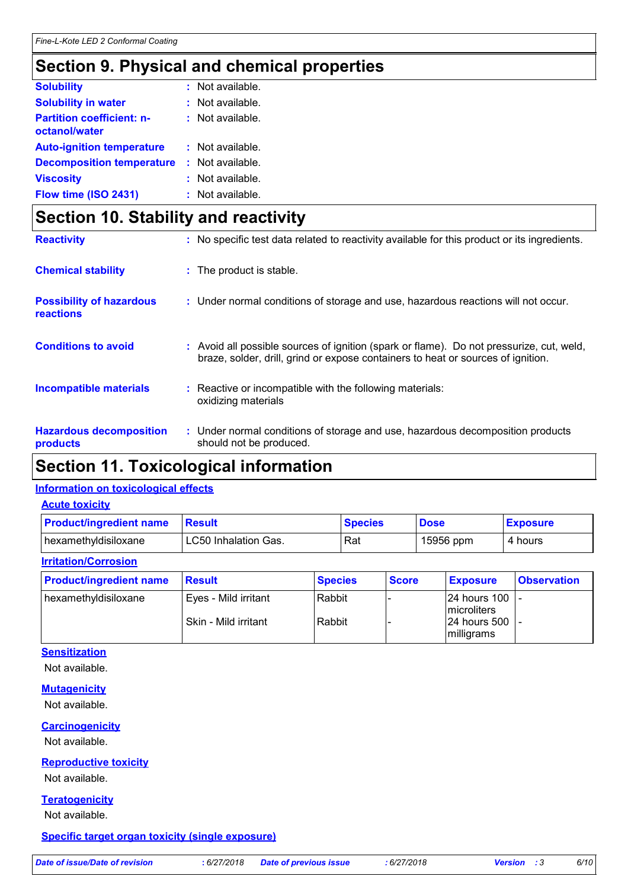## Section 9. Physical and chemical properties

| | | |
|---|---|---|
| **Solubility** | : | Not available. |
| **Solubility in water** | : | Not available. |
| **Partition coefficient: n-octanol/water** | : | Not available. |
| **Auto-ignition temperature** | : | Not available. |
| **Decomposition temperature** | : | Not available. |
| **Viscosity** | : | Not available. |
| **Flow time (ISO 2431)** | : | Not available. |

## Section 10. Stability and reactivity

| | | |
|---|---|---|
| **Reactivity** | : | No specific test data related to reactivity available for this product or its ingredients. |
| **Chemical stability** | : | The product is stable. |
| **Possibility of hazardous reactions** | : | Under normal conditions of storage and use, hazardous reactions will not occur. |
| **Conditions to avoid** | : | Avoid all possible sources of ignition (spark or flame). Do not pressurize, cut, weld, braze, solder, drill, grind or expose containers to heat or sources of ignition. |
| **Incompatible materials** | : | Reactive or incompatible with the following materials: oxidizing materials |
| **Hazardous decomposition products** | : | Under normal conditions of storage and use, hazardous decomposition products should not be produced. |

## Section 11. Toxicological information

### Information on toxicological effects

#### Acute toxicity

| Product/ingredient name | Result | Species | Dose | Exposure |
|---|---|---|---|---|
| hexamethyldisiloxane | LC50 Inhalation Gas. | Rat | 15956 ppm | 4 hours |

#### Irritation/Corrosion

| Product/ingredient name | Result | Species | Score | Exposure | Observation |
|---|---|---|---|---|---|
| hexamethyldisiloxane | Eyes - Mild irritant | Rabbit | - | 24 hours 100 microliters | - |
| | Skin - Mild irritant | Rabbit | - | 24 hours 500 milligrams | - |

#### Sensitization

Not available.

#### Mutagenicity

Not available.

#### Carcinogenicity

Not available.

#### Reproductive toxicity

Not available.

#### Teratogenicity

Not available.

#### Specific target organ toxicity (single exposure)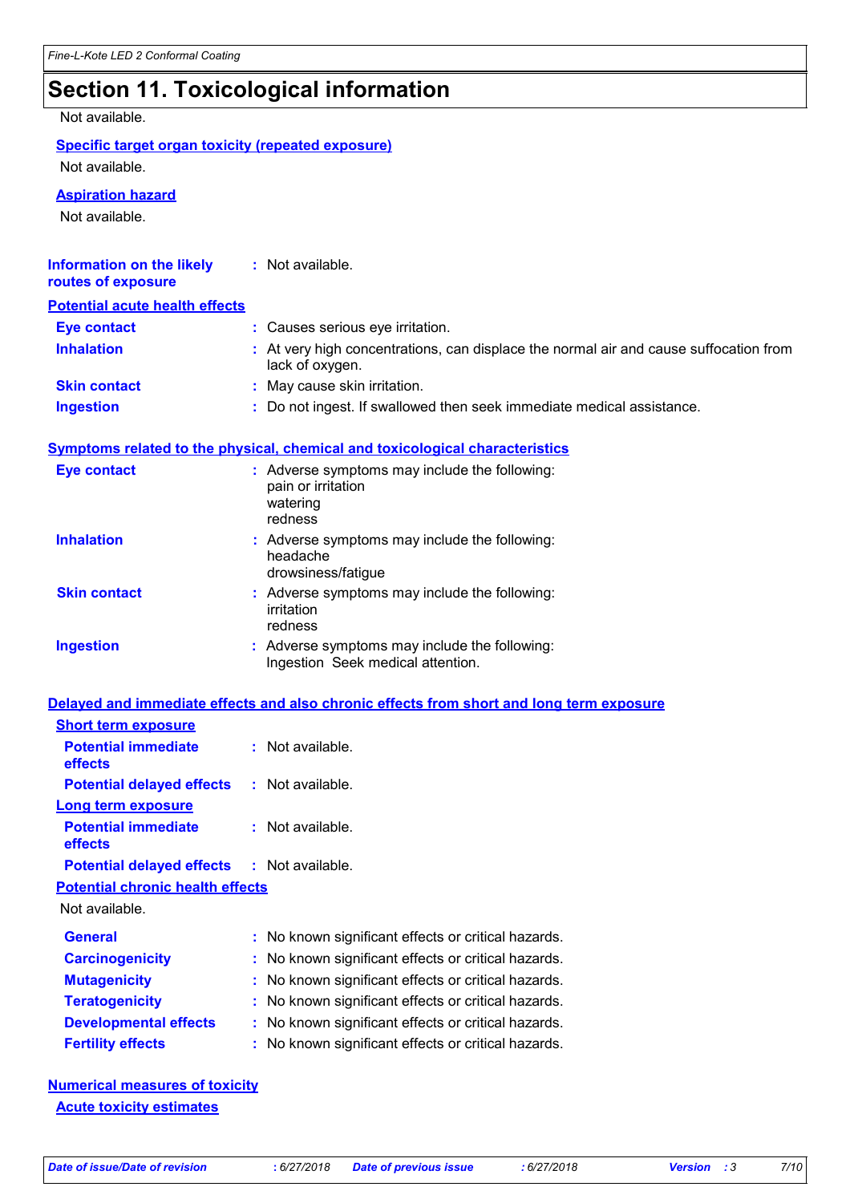# Section 11. Toxicological information

Not available.

### Specific target organ toxicity (repeated exposure)

Not available.

### Aspiration hazard

Not available.

**Information on the likely routes of exposure** : Not available.

### Potential acute health effects

| | |
|---|---|
| **Eye contact** | : Causes serious eye irritation. |
| **Inhalation** | : At very high concentrations, can displace the normal air and cause suffocation from lack of oxygen. |
| **Skin contact** | : May cause skin irritation. |
| **Ingestion** | : Do not ingest. If swallowed then seek immediate medical assistance. |

### Symptoms related to the physical, chemical and toxicological characteristics

| | |
|---|---|
| **Eye contact** | : Adverse symptoms may include the following: pain or irritation watering redness |
| **Inhalation** | : Adverse symptoms may include the following: headache drowsiness/fatigue |
| **Skin contact** | : Adverse symptoms may include the following: irritation redness |
| **Ingestion** | : Adverse symptoms may include the following: Ingestion Seek medical attention. |

### Delayed and immediate effects and also chronic effects from short and long term exposure

#### Short term exposure

| | |
|---|---|
| **Potential immediate effects** | : Not available. |
| **Potential delayed effects** | : Not available. |

#### Long term exposure

| | |
|---|---|
| **Potential immediate effects** | : Not available. |
| **Potential delayed effects** | : Not available. |

#### Potential chronic health effects

Not available.

| | |
|---|---|
| **General** | : No known significant effects or critical hazards. |
| **Carcinogenicity** | : No known significant effects or critical hazards. |
| **Mutagenicity** | : No known significant effects or critical hazards. |
| **Teratogenicity** | : No known significant effects or critical hazards. |
| **Developmental effects** | : No known significant effects or critical hazards. |
| **Fertility effects** | : No known significant effects or critical hazards. |

### Numerical measures of toxicity

#### Acute toxicity estimates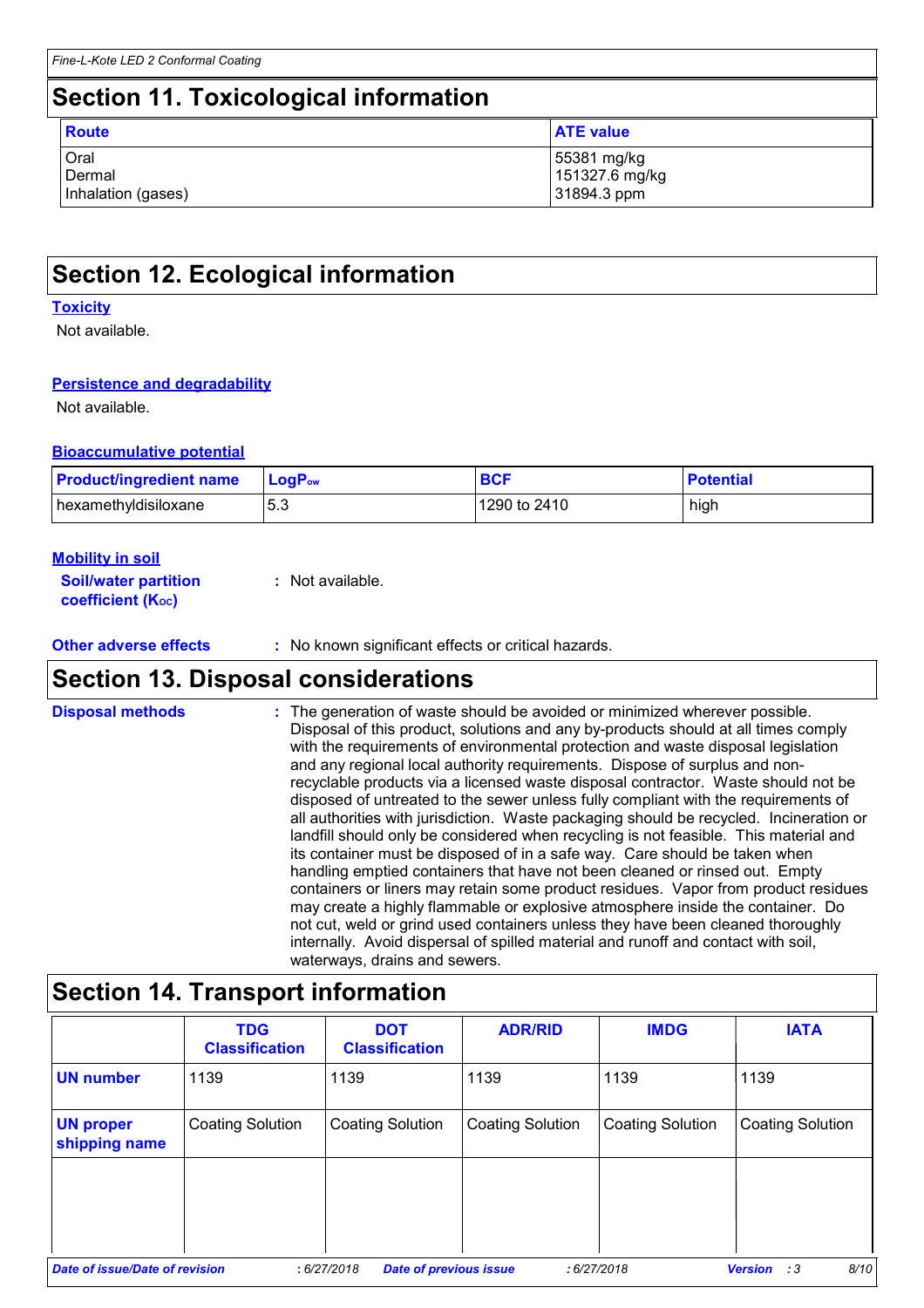## Section 11. Toxicological information

| Route | ATE value |
|---|---|
| Oral<br>Dermal<br>Inhalation (gases) | 55381 mg/kg<br>151327.6 mg/kg<br>31894.3 ppm |

## Section 12. Ecological information

**Toxicity**

Not available.

**Persistence and degradability**

Not available.

**Bioaccumulative potential**

| Product/ingredient name | $LogP_{ow}$ | BCF | Potential |
|---|---|---|---|
| hexamethyldisiloxane | 5.3 | 1290 to 2410 | high |

**Mobility in soil**

**Soil/water partition coefficient ($K_{OC}$)** : Not available.

**Other adverse effects** : No known significant effects or critical hazards.

## Section 13. Disposal considerations

**Disposal methods** : The generation of waste should be avoided or minimized wherever possible. Disposal of this product, solutions and any by-products should at all times comply with the requirements of environmental protection and waste disposal legislation and any regional local authority requirements. Dispose of surplus and non-recyclable products via a licensed waste disposal contractor. Waste should not be disposed of untreated to the sewer unless fully compliant with the requirements of all authorities with jurisdiction. Waste packaging should be recycled. Incineration or landfill should only be considered when recycling is not feasible. This material and its container must be disposed of in a safe way. Care should be taken when handling emptied containers that have not been cleaned or rinsed out. Empty containers or liners may retain some product residues. Vapor from product residues may create a highly flammable or explosive atmosphere inside the container. Do not cut, weld or grind used containers unless they have been cleaned thoroughly internally. Avoid dispersal of spilled material and runoff and contact with soil, waterways, drains and sewers.

## Section 14. Transport information

| | TDG Classification | DOT Classification | ADR/RID | IMDG | IATA |
|---|---|---|---|---|---|
| **UN number** | 1139 | 1139 | 1139 | 1139 | 1139 |
| **UN proper shipping name** | Coating Solution | Coating Solution | Coating Solution | Coating Solution | Coating Solution |
| | | | | | |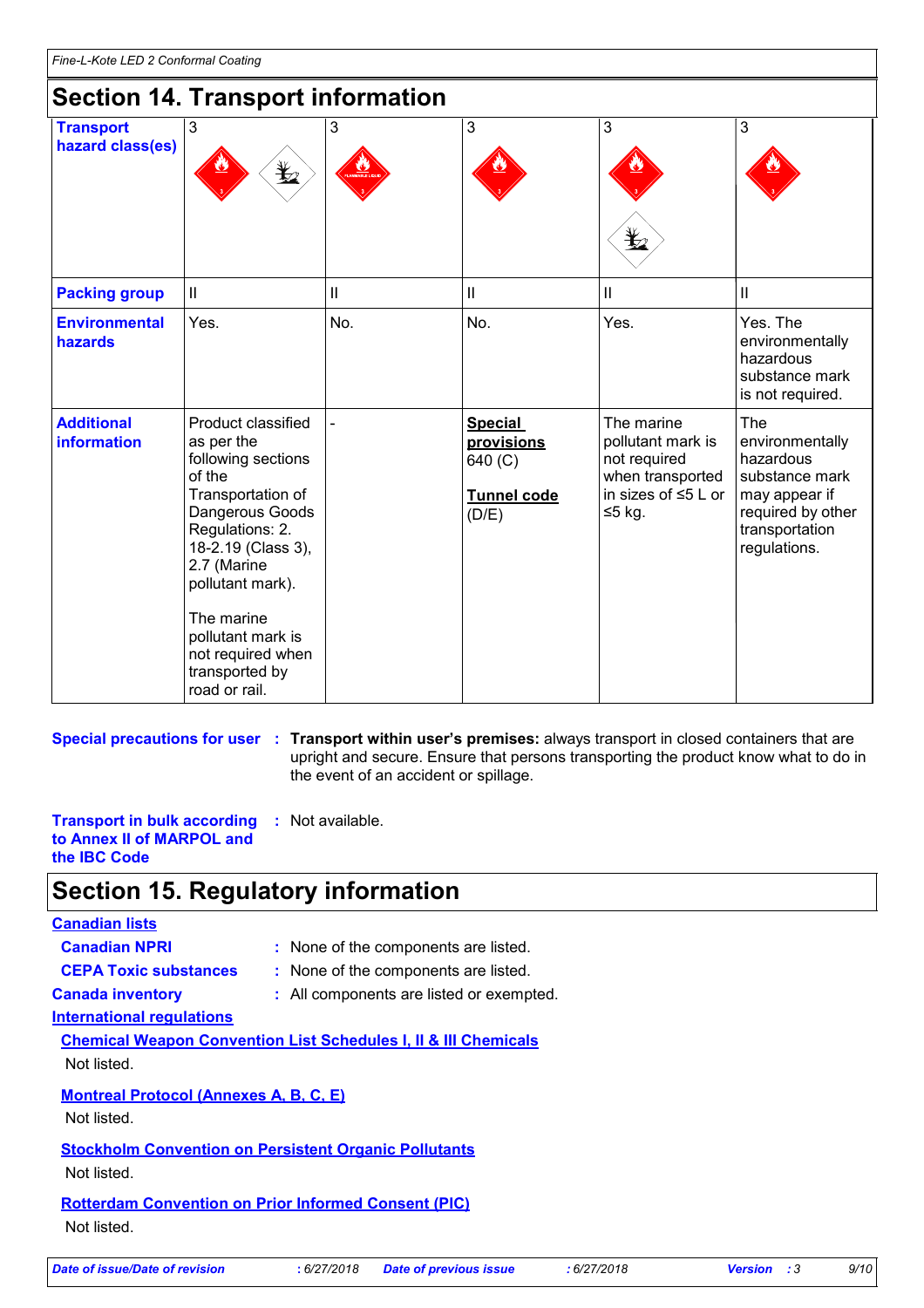## Section 14. Transport information

| Transport hazard class(es) | 3 | 3 | 3 | 3 | 3 |
|---|---|---|---|---|---|
| Packing group | II | II | II | II | II |
| Environmental hazards | Yes. | No. | No. | Yes. | Yes. The environmentally hazardous substance mark is not required. |
| Additional information | Product classified as per the following sections of the Transportation of Dangerous Goods Regulations: 2.18-2.19 (Class 3), 2.7 (Marine pollutant mark).<br><br>The marine pollutant mark is not required when transported by road or rail. | - | **Special provisions** 640 (C)<br><br>**Tunnel code** (D/E) | The marine pollutant mark is not required when transported in sizes of ≤5 L or ≤5 kg. | The environmentally hazardous substance mark may appear if required by other transportation regulations. |

**Special precautions for user** : **Transport within user's premises:** always transport in closed containers that are upright and secure. Ensure that persons transporting the product know what to do in the event of an accident or spillage.

**Transport in bulk according to Annex II of MARPOL and the IBC Code** : Not available.

## Section 15. Regulatory information

**Canadian lists**

**Canadian NPRI** : None of the components are listed.

**CEPA Toxic substances** : None of the components are listed.

**Canada inventory** : All components are listed or exempted.

**International regulations**

**Chemical Weapon Convention List Schedules I, II & III Chemicals**

Not listed.

**Montreal Protocol (Annexes A, B, C, E)**

Not listed.

**Stockholm Convention on Persistent Organic Pollutants**

Not listed.

**Rotterdam Convention on Prior Informed Consent (PIC)**

Not listed.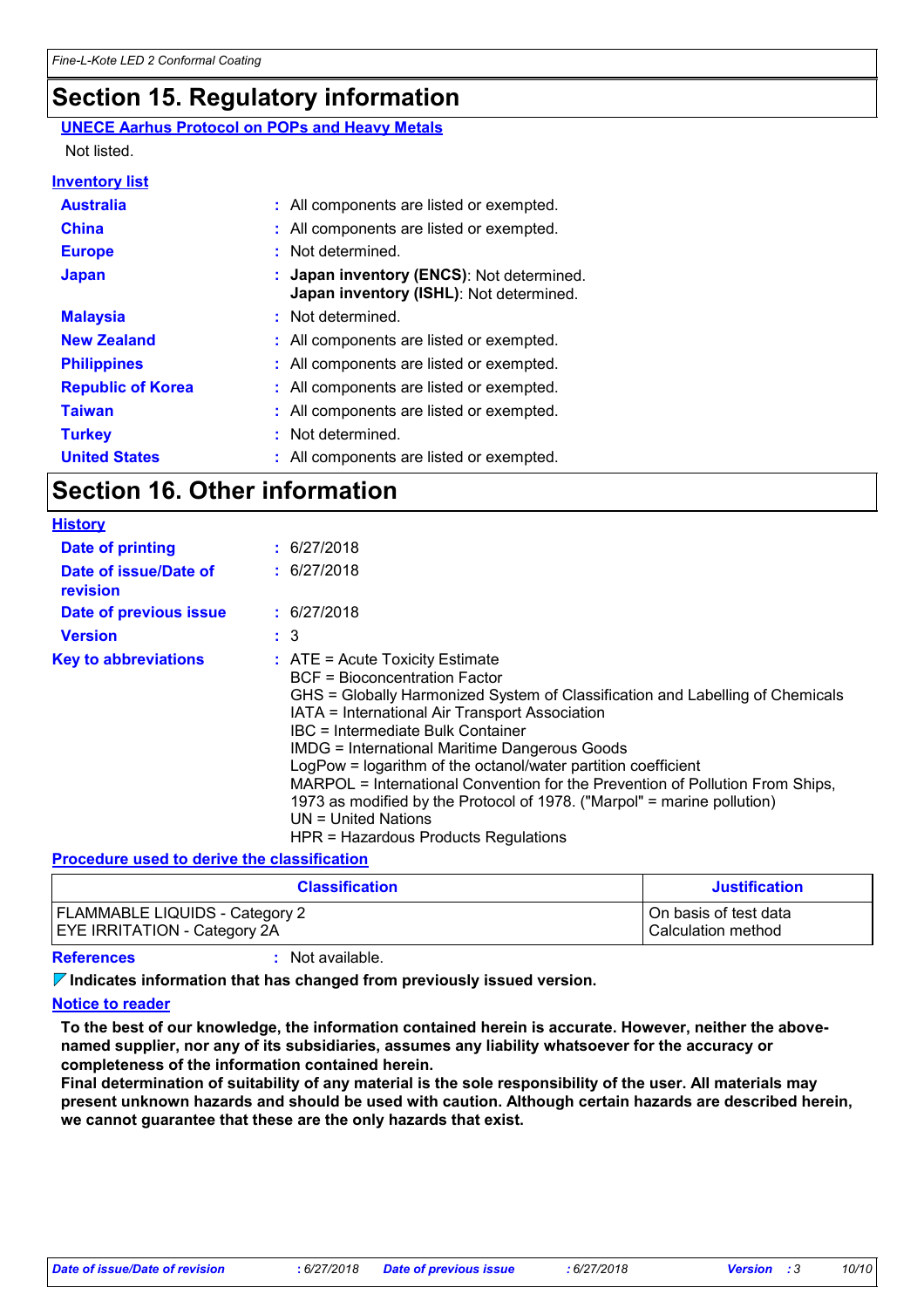# Section 15. Regulatory information

**UNECE Aarhus Protocol on POPs and Heavy Metals**

Not listed.

**Inventory list**

| | |
|---|---|
| **Australia** | : All components are listed or exempted. |
| **China** | : All components are listed or exempted. |
| **Europe** | : Not determined. |
| **Japan** | : **Japan inventory (ENCS)**: Not determined. **Japan inventory (ISHL)**: Not determined. |
| **Malaysia** | : Not determined. |
| **New Zealand** | : All components are listed or exempted. |
| **Philippines** | : All components are listed or exempted. |
| **Republic of Korea** | : All components are listed or exempted. |
| **Taiwan** | : All components are listed or exempted. |
| **Turkey** | : Not determined. |
| **United States** | : All components are listed or exempted. |

# Section 16. Other information

**History**

| | |
|---|---|
| **Date of printing** | : 6/27/2018 |
| **Date of issue/Date of revision** | : 6/27/2018 |
| **Date of previous issue** | : 6/27/2018 |
| **Version** | : 3 |

**Key to abbreviations** :
ATE = Acute Toxicity Estimate
BCF = Bioconcentration Factor
GHS = Globally Harmonized System of Classification and Labelling of Chemicals
IATA = International Air Transport Association
IBC = Intermediate Bulk Container
IMDG = International Maritime Dangerous Goods
LogPow = logarithm of the octanol/water partition coefficient
MARPOL = International Convention for the Prevention of Pollution From Ships, 1973 as modified by the Protocol of 1978. ("Marpol" = marine pollution)
UN = United Nations
HPR = Hazardous Products Regulations

**Procedure used to derive the classification**

| Classification | Justification |
|---|---|
| FLAMMABLE LIQUIDS - Category 2 | On basis of test data |
| EYE IRRITATION - Category 2A | Calculation method |

**References** : Not available.

**Indicates information that has changed from previously issued version.**

**Notice to reader**

**To the best of our knowledge, the information contained herein is accurate. However, neither the above-named supplier, nor any of its subsidiaries, assumes any liability whatsoever for the accuracy or completeness of the information contained herein.**
**Final determination of suitability of any material is the sole responsibility of the user. All materials may present unknown hazards and should be used with caution. Although certain hazards are described herein, we cannot guarantee that these are the only hazards that exist.**